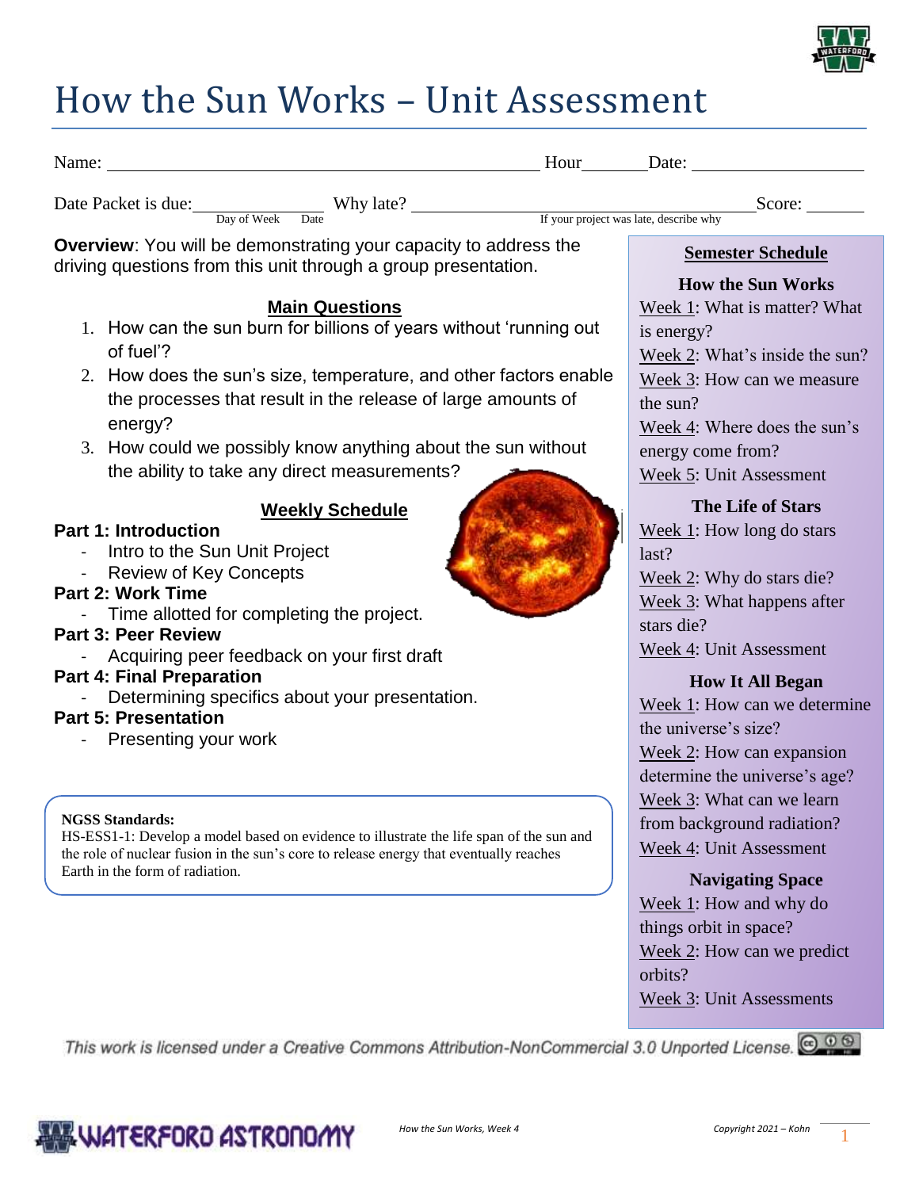# How the Sun Works – Unit Assessment

Name: ______________________________ Hour_______ Date: ________________

Date Packet is due: ______________ (Day of Week, Date) Why late? ______________________________ (If your project was late, describe why) Score: _______

**Overview**: You will be demonstrating your capacity to address the driving questions from this unit through a group presentation.

## Main Questions

1. How can the sun burn for billions of years without 'running out of fuel'?
2. How does the sun's size, temperature, and other factors enable the processes that result in the release of large amounts of energy?
3. How could we possibly know anything about the sun without the ability to take any direct measurements?

## Weekly Schedule

**Part 1: Introduction**
- Intro to the Sun Unit Project
- Review of Key Concepts

**Part 2: Work Time**
- Time allotted for completing the project.

**Part 3: Peer Review**
- Acquiring peer feedback on your first draft

**Part 4: Final Preparation**
- Determining specifics about your presentation.

**Part 5: Presentation**
- Presenting your work

**NGSS Standards:**
HS-ESS1-1: Develop a model based on evidence to illustrate the life span of the sun and the role of nuclear fusion in the sun's core to release energy that eventually reaches Earth in the form of radiation.

## Semester Schedule

**How the Sun Works**
- Week 1: What is matter? What is energy?
- Week 2: What's inside the sun?
- Week 3: How can we measure the sun?
- Week 4: Where does the sun's energy come from?
- Week 5: Unit Assessment

**The Life of Stars**
- Week 1: How long do stars last?
- Week 2: Why do stars die?
- Week 3: What happens after stars die?
- Week 4: Unit Assessment

**How It All Began**
- Week 1: How can we determine the universe's size?
- Week 2: How can expansion determine the universe's age?
- Week 3: What can we learn from background radiation?
- Week 4: Unit Assessment

**Navigating Space**
- Week 1: How and why do things orbit in space?
- Week 2: How can we predict orbits?
- Week 3: Unit Assessments

*This work is licensed under a Creative Commons Attribution-NonCommercial 3.0 Unported License.*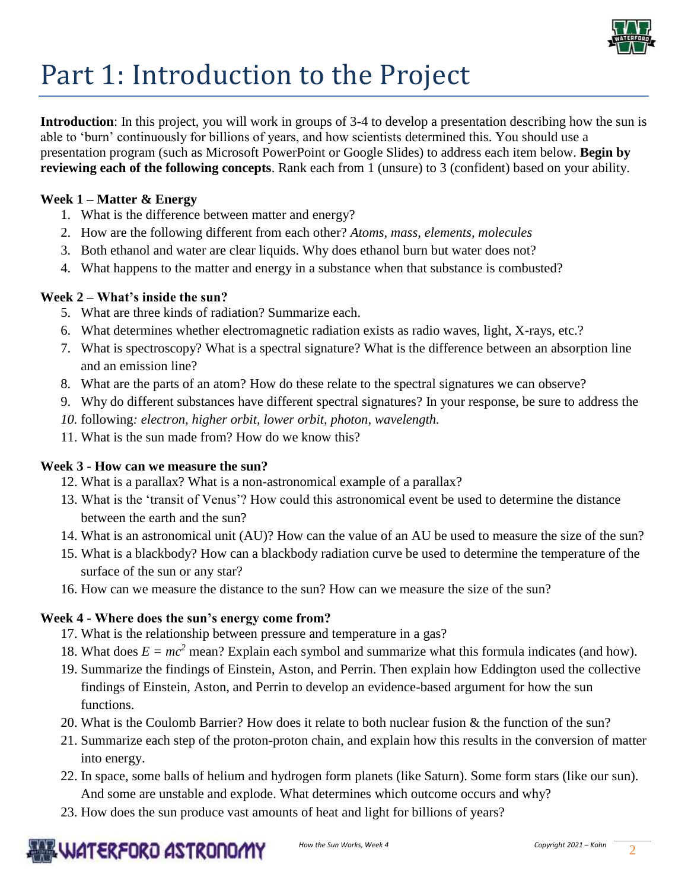# Part 1: Introduction to the Project

**Introduction**: In this project, you will work in groups of 3-4 to develop a presentation describing how the sun is able to 'burn' continuously for billions of years, and how scientists determined this. You should use a presentation program (such as Microsoft PowerPoint or Google Slides) to address each item below. **Begin by reviewing each of the following concepts**. Rank each from 1 (unsure) to 3 (confident) based on your ability.

**Week 1 – Matter & Energy**

1. What is the difference between matter and energy?
2. How are the following different from each other? *Atoms, mass, elements, molecules*
3. Both ethanol and water are clear liquids. Why does ethanol burn but water does not?
4. What happens to the matter and energy in a substance when that substance is combusted?

**Week 2 – What's inside the sun?**

5. What are three kinds of radiation? Summarize each.
6. What determines whether electromagnetic radiation exists as radio waves, light, X-rays, etc.?
7. What is spectroscopy? What is a spectral signature? What is the difference between an absorption line and an emission line?
8. What are the parts of an atom? How do these relate to the spectral signatures we can observe?
9. Why do different substances have different spectral signatures? In your response, be sure to address the
10. following*: electron, higher orbit, lower orbit, photon, wavelength.*
11. What is the sun made from? How do we know this?

**Week 3 - How can we measure the sun?**

12. What is a parallax? What is a non-astronomical example of a parallax?
13. What is the 'transit of Venus'? How could this astronomical event be used to determine the distance between the earth and the sun?
14. What is an astronomical unit (AU)? How can the value of an AU be used to measure the size of the sun?
15. What is a blackbody? How can a blackbody radiation curve be used to determine the temperature of the surface of the sun or any star?
16. How can we measure the distance to the sun? How can we measure the size of the sun?

**Week 4 - Where does the sun's energy come from?**

17. What is the relationship between pressure and temperature in a gas?
18. What does $E = mc^2$ mean? Explain each symbol and summarize what this formula indicates (and how).
19. Summarize the findings of Einstein, Aston, and Perrin. Then explain how Eddington used the collective findings of Einstein, Aston, and Perrin to develop an evidence-based argument for how the sun functions.
20. What is the Coulomb Barrier? How does it relate to both nuclear fusion & the function of the sun?
21. Summarize each step of the proton-proton chain, and explain how this results in the conversion of matter into energy.
22. In space, some balls of helium and hydrogen form planets (like Saturn). Some form stars (like our sun). And some are unstable and explode. What determines which outcome occurs and why?
23. How does the sun produce vast amounts of heat and light for billions of years?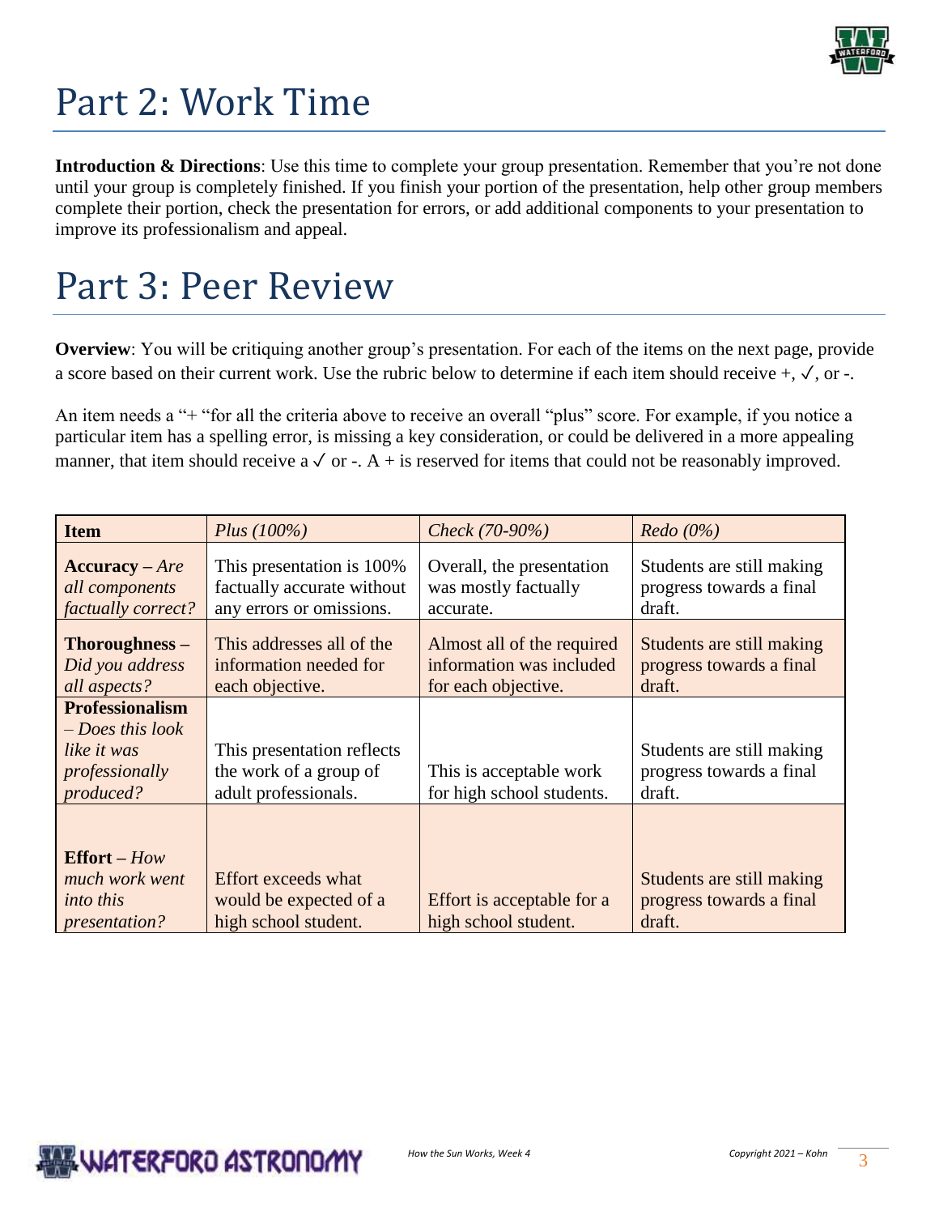# Part 2: Work Time

**Introduction & Directions**: Use this time to complete your group presentation. Remember that you're not done until your group is completely finished. If you finish your portion of the presentation, help other group members complete their portion, check the presentation for errors, or add additional components to your presentation to improve its professionalism and appeal.

# Part 3: Peer Review

**Overview**: You will be critiquing another group's presentation. For each of the items on the next page, provide a score based on their current work. Use the rubric below to determine if each item should receive +, ✓, or -.

An item needs a "+ "for all the criteria above to receive an overall "plus" score. For example, if you notice a particular item has a spelling error, is missing a key consideration, or could be delivered in a more appealing manner, that item should receive a ✓ or -. A + is reserved for items that could not be reasonably improved.

| **Item** | *Plus (100%)* | *Check (70-90%)* | *Redo (0%)* |
|---|---|---|---|
| **Accuracy** – *Are all components factually correct?* | This presentation is 100% factually accurate without any errors or omissions. | Overall, the presentation was mostly factually accurate. | Students are still making progress towards a final draft. |
| **Thoroughness** – *Did you address all aspects?* | This addresses all of the information needed for each objective. | Almost all of the required information was included for each objective. | Students are still making progress towards a final draft. |
| **Professionalism** – *Does this look like it was professionally produced?* | This presentation reflects the work of a group of adult professionals. | This is acceptable work for high school students. | Students are still making progress towards a final draft. |
| **Effort** – *How much work went into this presentation?* | Effort exceeds what would be expected of a high school student. | Effort is acceptable for a high school student. | Students are still making progress towards a final draft. |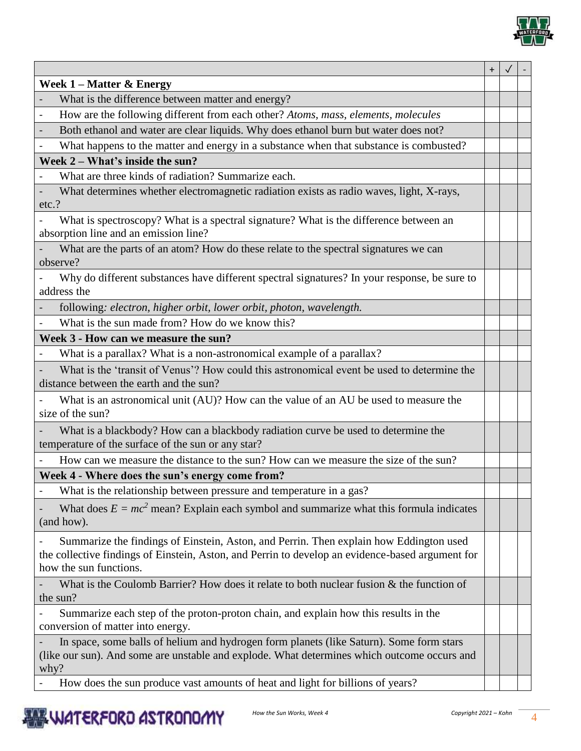| | + | ✓ | - |
|---|---|---|---|
| **Week 1 – Matter & Energy** | | | |
| - What is the difference between matter and energy? | | | |
| - How are the following different from each other? *Atoms, mass, elements, molecules* | | | |
| - Both ethanol and water are clear liquids. Why does ethanol burn but water does not? | | | |
| - What happens to the matter and energy in a substance when that substance is combusted? | | | |
| **Week 2 – What's inside the sun?** | | | |
| - What are three kinds of radiation? Summarize each. | | | |
| - What determines whether electromagnetic radiation exists as radio waves, light, X-rays, etc.? | | | |
| - What is spectroscopy? What is a spectral signature? What is the difference between an absorption line and an emission line? | | | |
| - What are the parts of an atom? How do these relate to the spectral signatures we can observe? | | | |
| - Why do different substances have different spectral signatures? In your response, be sure to address the | | | |
| - following*: electron, higher orbit, lower orbit, photon, wavelength.* | | | |
| - What is the sun made from? How do we know this? | | | |
| **Week 3 - How can we measure the sun?** | | | |
| - What is a parallax? What is a non-astronomical example of a parallax? | | | |
| - What is the 'transit of Venus'? How could this astronomical event be used to determine the distance between the earth and the sun? | | | |
| - What is an astronomical unit (AU)? How can the value of an AU be used to measure the size of the sun? | | | |
| - What is a blackbody? How can a blackbody radiation curve be used to determine the temperature of the surface of the sun or any star? | | | |
| - How can we measure the distance to the sun? How can we measure the size of the sun? | | | |
| **Week 4 - Where does the sun's energy come from?** | | | |
| - What is the relationship between pressure and temperature in a gas? | | | |
| - What does $E = mc^2$ mean? Explain each symbol and summarize what this formula indicates (and how). | | | |
| - Summarize the findings of Einstein, Aston, and Perrin. Then explain how Eddington used the collective findings of Einstein, Aston, and Perrin to develop an evidence-based argument for how the sun functions. | | | |
| - What is the Coulomb Barrier? How does it relate to both nuclear fusion & the function of the sun? | | | |
| - Summarize each step of the proton-proton chain, and explain how this results in the conversion of matter into energy. | | | |
| - In space, some balls of helium and hydrogen form planets (like Saturn). Some form stars (like our sun). And some are unstable and explode. What determines which outcome occurs and why? | | | |
| - How does the sun produce vast amounts of heat and light for billions of years? | | | |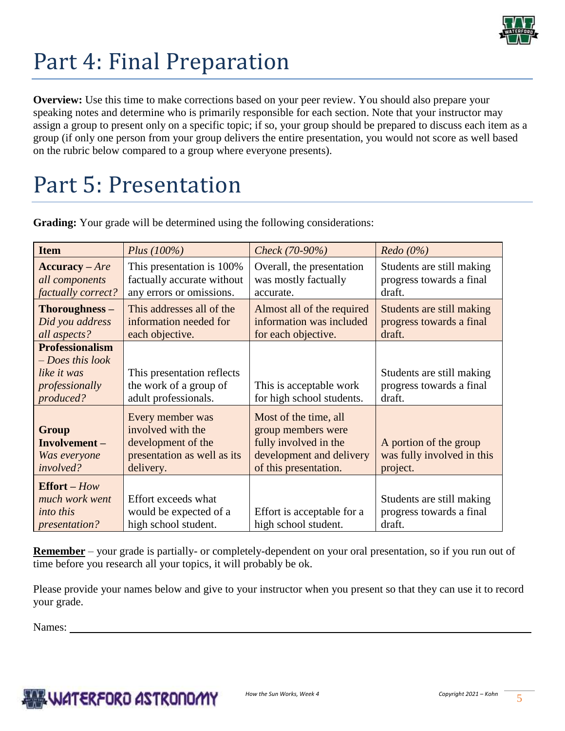# Part 4: Final Preparation

**Overview:** Use this time to make corrections based on your peer review. You should also prepare your speaking notes and determine who is primarily responsible for each section. Note that your instructor may assign a group to present only on a specific topic; if so, your group should be prepared to discuss each item as a group (if only one person from your group delivers the entire presentation, you would not score as well based on the rubric below compared to a group where everyone presents).

# Part 5: Presentation

**Grading:** Your grade will be determined using the following considerations:

| **Item** | *Plus (100%)* | *Check (70-90%)* | *Redo (0%)* |
|---|---|---|---|
| **Accuracy** – *Are all components factually correct?* | This presentation is 100% factually accurate without any errors or omissions. | Overall, the presentation was mostly factually accurate. | Students are still making progress towards a final draft. |
| **Thoroughness** – *Did you address all aspects?* | This addresses all of the information needed for each objective. | Almost all of the required information was included for each objective. | Students are still making progress towards a final draft. |
| **Professionalism** – *Does this look like it was professionally produced?* | This presentation reflects the work of a group of adult professionals. | This is acceptable work for high school students. | Students are still making progress towards a final draft. |
| **Group Involvement** – *Was everyone involved?* | Every member was involved with the development of the presentation as well as its delivery. | Most of the time, all group members were fully involved in the development and delivery of this presentation. | A portion of the group was fully involved in this project. |
| **Effort** – *How much work went into this presentation?* | Effort exceeds what would be expected of a high school student. | Effort is acceptable for a high school student. | Students are still making progress towards a final draft. |

**Remember** – your grade is partially- or completely-dependent on your oral presentation, so if you run out of time before you research all your topics, it will probably be ok.

Please provide your names below and give to your instructor when you present so that they can use it to record your grade.

Names: ______________________________________________________________